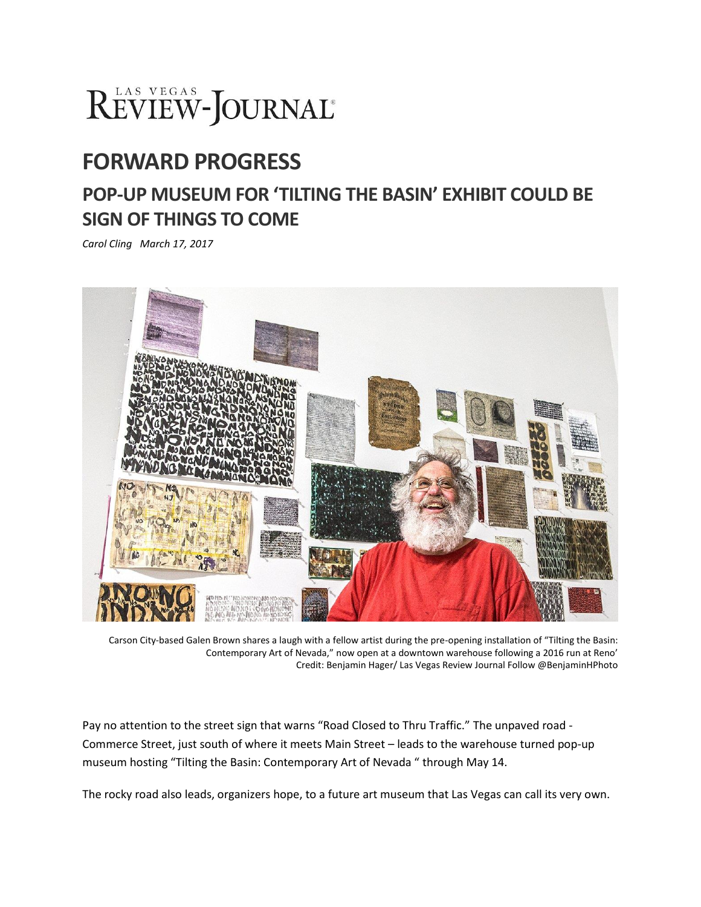# LAS VEGAS REVIEW-JOURNAL

## FORWARD PROGRESS

### POP-UP MUSEUM FOR 'TILTING THE BASIN' EXHIBIT COULD BE SIGN OF THINGS TO COME

*Carol Cling March 17, 2017*

Carson City-based Galen Brown shares a laugh with a fellow artist during the pre-opening installation of "Tilting the Basin: Contemporary Art of Nevada," now open at a downtown warehouse following a 2016 run at Reno' Credit: Benjamin Hager/ Las Vegas Review Journal Follow @BenjaminHPhoto

Pay no attention to the street sign that warns "Road Closed to Thru Traffic." The unpaved road - Commerce Street, just south of where it meets Main Street – leads to the warehouse turned pop-up museum hosting "Tilting the Basin: Contemporary Art of Nevada " through May 14.

The rocky road also leads, organizers hope, to a future art museum that Las Vegas can call its very own.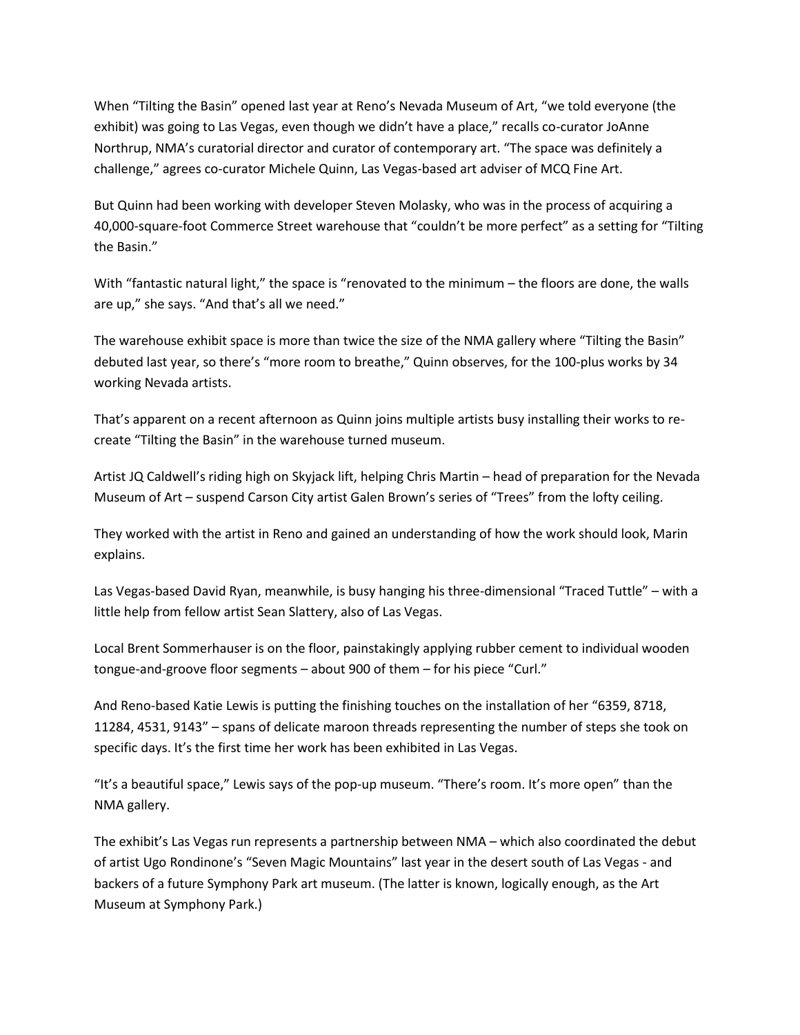When "Tilting the Basin" opened last year at Reno's Nevada Museum of Art, "we told everyone (the exhibit) was going to Las Vegas, even though we didn't have a place," recalls co-curator JoAnne Northrup, NMA's curatorial director and curator of contemporary art. "The space was definitely a challenge," agrees co-curator Michele Quinn, Las Vegas-based art adviser of MCQ Fine Art.

But Quinn had been working with developer Steven Molasky, who was in the process of acquiring a 40,000-square-foot Commerce Street warehouse that "couldn't be more perfect" as a setting for "Tilting the Basin."

With "fantastic natural light," the space is "renovated to the minimum – the floors are done, the walls are up," she says. "And that's all we need."

The warehouse exhibit space is more than twice the size of the NMA gallery where "Tilting the Basin" debuted last year, so there's "more room to breathe," Quinn observes, for the 100-plus works by 34 working Nevada artists.

That's apparent on a recent afternoon as Quinn joins multiple artists busy installing their works to re-create "Tilting the Basin" in the warehouse turned museum.

Artist JQ Caldwell's riding high on Skyjack lift, helping Chris Martin – head of preparation for the Nevada Museum of Art – suspend Carson City artist Galen Brown's series of "Trees" from the lofty ceiling.

They worked with the artist in Reno and gained an understanding of how the work should look, Marin explains.

Las Vegas-based David Ryan, meanwhile, is busy hanging his three-dimensional "Traced Tuttle" – with a little help from fellow artist Sean Slattery, also of Las Vegas.

Local Brent Sommerhauser is on the floor, painstakingly applying rubber cement to individual wooden tongue-and-groove floor segments – about 900 of them – for his piece "Curl."

And Reno-based Katie Lewis is putting the finishing touches on the installation of her "6359, 8718, 11284, 4531, 9143" – spans of delicate maroon threads representing the number of steps she took on specific days. It's the first time her work has been exhibited in Las Vegas.

"It's a beautiful space," Lewis says of the pop-up museum. "There's room. It's more open" than the NMA gallery.

The exhibit's Las Vegas run represents a partnership between NMA – which also coordinated the debut of artist Ugo Rondinone's "Seven Magic Mountains" last year in the desert south of Las Vegas - and backers of a future Symphony Park art museum. (The latter is known, logically enough, as the Art Museum at Symphony Park.)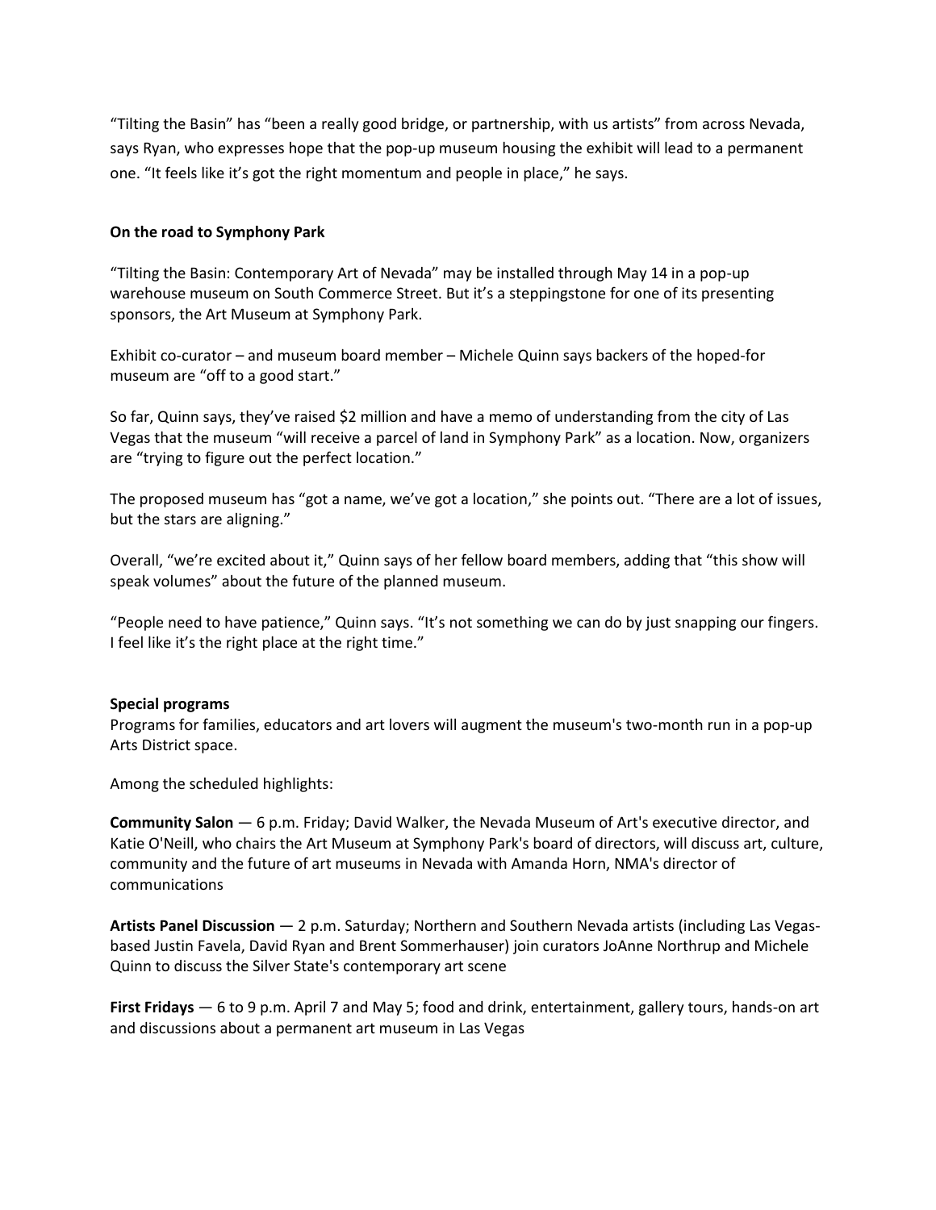"Tilting the Basin" has "been a really good bridge, or partnership, with us artists" from across Nevada, says Ryan, who expresses hope that the pop-up museum housing the exhibit will lead to a permanent one. "It feels like it's got the right momentum and people in place," he says.

**On the road to Symphony Park**

"Tilting the Basin: Contemporary Art of Nevada" may be installed through May 14 in a pop-up warehouse museum on South Commerce Street. But it's a steppingstone for one of its presenting sponsors, the Art Museum at Symphony Park.

Exhibit co-curator – and museum board member – Michele Quinn says backers of the hoped-for museum are "off to a good start."

So far, Quinn says, they've raised $2 million and have a memo of understanding from the city of Las Vegas that the museum "will receive a parcel of land in Symphony Park" as a location. Now, organizers are "trying to figure out the perfect location."

The proposed museum has "got a name, we've got a location," she points out. "There are a lot of issues, but the stars are aligning."

Overall, "we're excited about it," Quinn says of her fellow board members, adding that "this show will speak volumes" about the future of the planned museum.

"People need to have patience," Quinn says. "It's not something we can do by just snapping our fingers. I feel like it's the right place at the right time."

**Special programs**

Programs for families, educators and art lovers will augment the museum's two-month run in a pop-up Arts District space.

Among the scheduled highlights:

**Community Salon** — 6 p.m. Friday; David Walker, the Nevada Museum of Art's executive director, and Katie O'Neill, who chairs the Art Museum at Symphony Park's board of directors, will discuss art, culture, community and the future of art museums in Nevada with Amanda Horn, NMA's director of communications

**Artists Panel Discussion** — 2 p.m. Saturday; Northern and Southern Nevada artists (including Las Vegas-based Justin Favela, David Ryan and Brent Sommerhauser) join curators JoAnne Northrup and Michele Quinn to discuss the Silver State's contemporary art scene

**First Fridays** — 6 to 9 p.m. April 7 and May 5; food and drink, entertainment, gallery tours, hands-on art and discussions about a permanent art museum in Las Vegas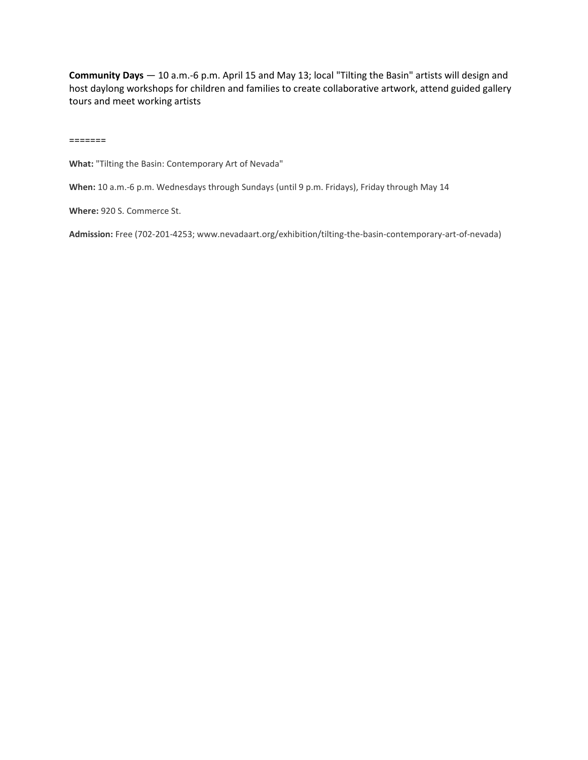**Community Days** — 10 a.m.-6 p.m. April 15 and May 13; local "Tilting the Basin" artists will design and host daylong workshops for children and families to create collaborative artwork, attend guided gallery tours and meet working artists

=======

**What:** "Tilting the Basin: Contemporary Art of Nevada"

**When:** 10 a.m.-6 p.m. Wednesdays through Sundays (until 9 p.m. Fridays), Friday through May 14

**Where:** 920 S. Commerce St.

**Admission:** Free (702-201-4253; www.nevadaart.org/exhibition/tilting-the-basin-contemporary-art-of-nevada)